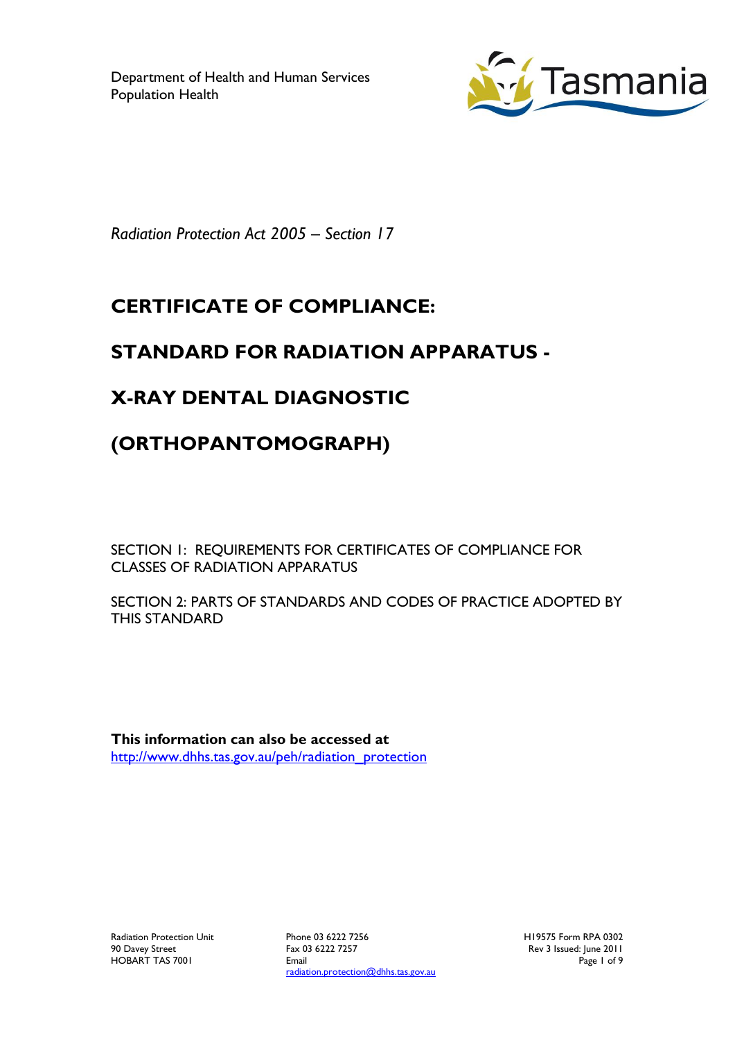Department of Health and Human Services
Population Health

*Radiation Protection Act 2005 – Section 17*

# CERTIFICATE OF COMPLIANCE:

# STANDARD FOR RADIATION APPARATUS -

# X-RAY DENTAL DIAGNOSTIC

# (ORTHOPANTOMOGRAPH)

SECTION 1: REQUIREMENTS FOR CERTIFICATES OF COMPLIANCE FOR CLASSES OF RADIATION APPARATUS

SECTION 2: PARTS OF STANDARDS AND CODES OF PRACTICE ADOPTED BY THIS STANDARD

**This information can also be accessed at**
http://www.dhhs.tas.gov.au/peh/radiation_protection

Radiation Protection Unit
90 Davey Street
HOBART TAS 7001

Phone 03 6222 7256
Fax 03 6222 7257
Email
radiation.protection@dhhs.tas.gov.au

H19575 Form RPA 0302
Rev 3 Issued: June 2011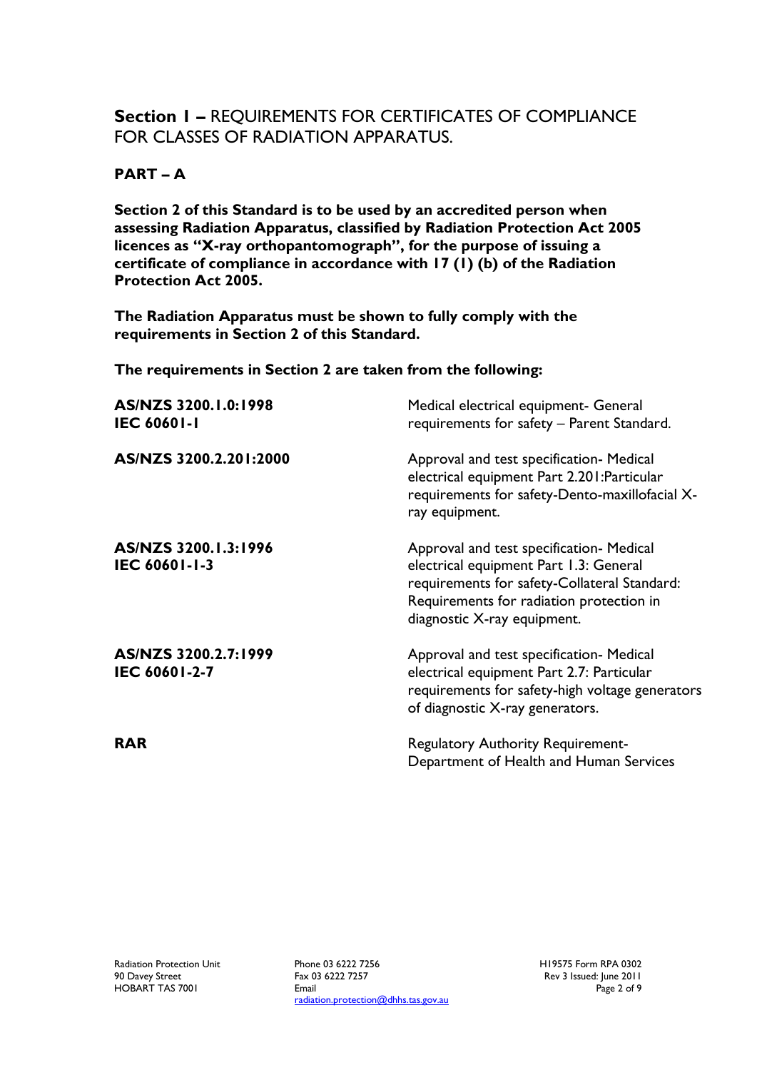## **Section 1 –** REQUIREMENTS FOR CERTIFICATES OF COMPLIANCE FOR CLASSES OF RADIATION APPARATUS.

### PART – A

**Section 2 of this Standard is to be used by an accredited person when assessing Radiation Apparatus, classified by Radiation Protection Act 2005 licences as "X-ray orthopantomograph", for the purpose of issuing a certificate of compliance in accordance with 17 (1) (b) of the Radiation Protection Act 2005.**

**The Radiation Apparatus must be shown to fully comply with the requirements in Section 2 of this Standard.**

**The requirements in Section 2 are taken from the following:**

| | |
|---|---|
| **AS/NZS 3200.1.0:1998**<br>**IEC 60601-1** | Medical electrical equipment- General requirements for safety – Parent Standard. |
| **AS/NZS 3200.2.201:2000** | Approval and test specification- Medical electrical equipment Part 2.201:Particular requirements for safety-Dento-maxillofacial X-ray equipment. |
| **AS/NZS 3200.1.3:1996**<br>**IEC 60601-1-3** | Approval and test specification- Medical electrical equipment Part 1.3: General requirements for safety-Collateral Standard: Requirements for radiation protection in diagnostic X-ray equipment. |
| **AS/NZS 3200.2.7:1999**<br>**IEC 60601-2-7** | Approval and test specification- Medical electrical equipment Part 2.7: Particular requirements for safety-high voltage generators of diagnostic X-ray generators. |
| **RAR** | Regulatory Authority Requirement- Department of Health and Human Services |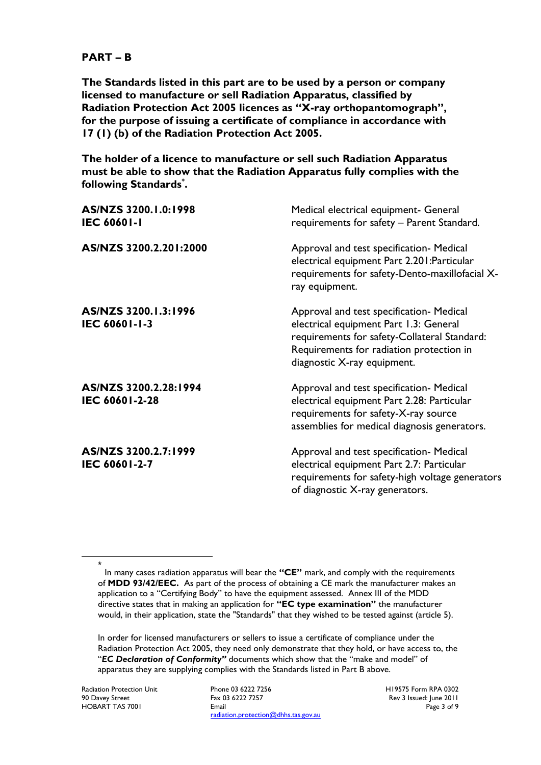## PART – B

**The Standards listed in this part are to be used by a person or company licensed to manufacture or sell Radiation Apparatus, classified by Radiation Protection Act 2005 licences as "X-ray orthopantomograph", for the purpose of issuing a certificate of compliance in accordance with 17 (1) (b) of the Radiation Protection Act 2005.**

**The holder of a licence to manufacture or sell such Radiation Apparatus must be able to show that the Radiation Apparatus fully complies with the following Standards[*].**

| | |
|---|---|
| **AS/NZS 3200.1.0:1998**<br>**IEC 60601-1** | Medical electrical equipment- General requirements for safety – Parent Standard. |
| **AS/NZS 3200.2.201:2000** | Approval and test specification- Medical electrical equipment Part 2.201:Particular requirements for safety-Dento-maxillofacial X-ray equipment. |
| **AS/NZS 3200.1.3:1996**<br>**IEC 60601-1-3** | Approval and test specification- Medical electrical equipment Part 1.3: General requirements for safety-Collateral Standard: Requirements for radiation protection in diagnostic X-ray equipment. |
| **AS/NZS 3200.2.28:1994**<br>**IEC 60601-2-28** | Approval and test specification- Medical electrical equipment Part 2.28: Particular requirements for safety-X-ray source assemblies for medical diagnosis generators. |
| **AS/NZS 3200.2.7:1999**<br>**IEC 60601-2-7** | Approval and test specification- Medical electrical equipment Part 2.7: Particular requirements for safety-high voltage generators of diagnostic X-ray generators. |

---

[*] In many cases radiation apparatus will bear the **"CE"** mark, and comply with the requirements of **MDD 93/42/EEC.** As part of the process of obtaining a CE mark the manufacturer makes an application to a "Certifying Body" to have the equipment assessed. Annex III of the MDD directive states that in making an application for **"EC type examination"** the manufacturer would, in their application, state the "Standards" that they wished to be tested against (article 5).

In order for licensed manufacturers or sellers to issue a certificate of compliance under the Radiation Protection Act 2005, they need only demonstrate that they hold, or have access to, the "***EC Declaration of Conformity"*** documents which show that the "make and model" of apparatus they are supplying complies with the Standards listed in Part B above.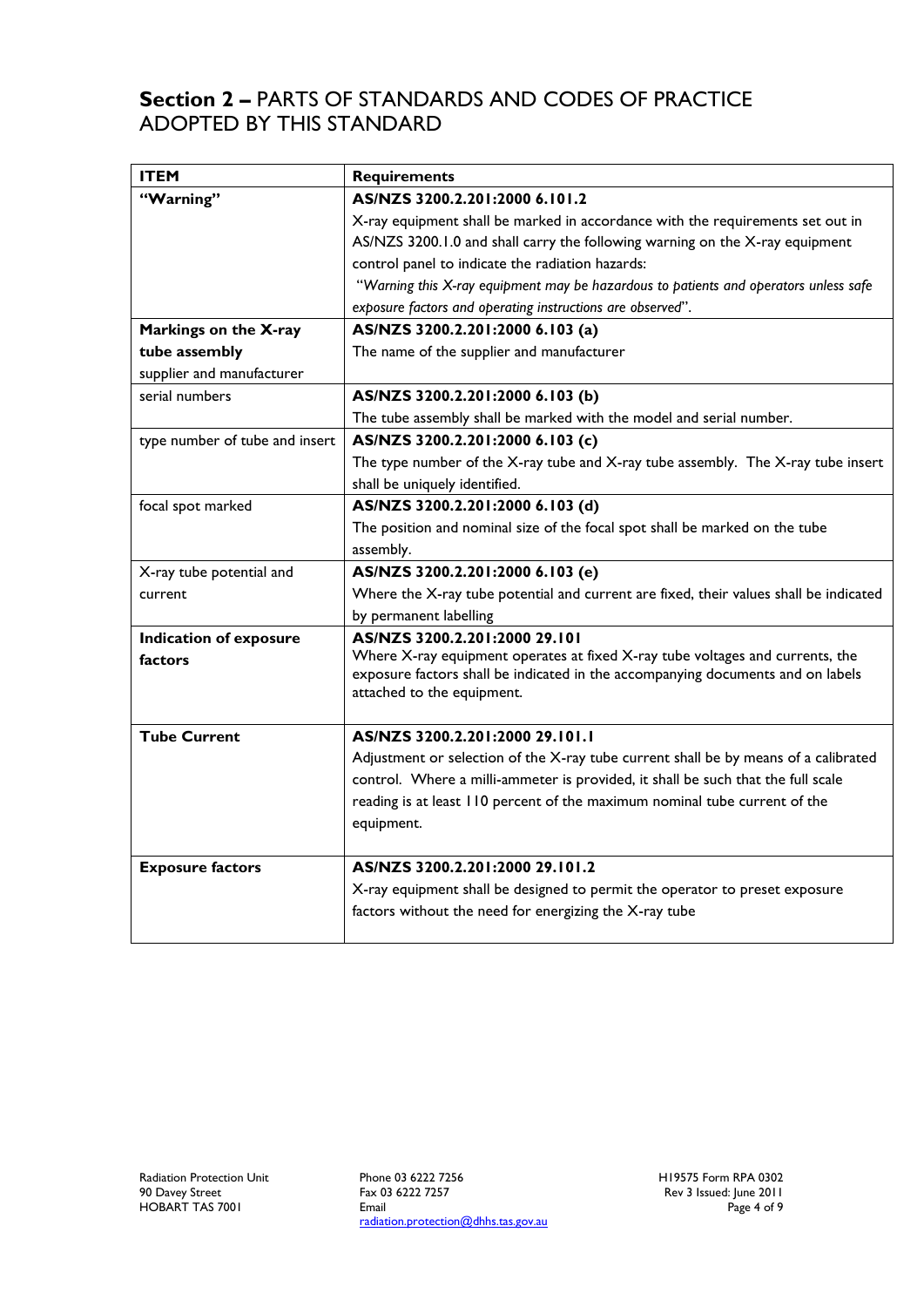## **Section 2 –** PARTS OF STANDARDS AND CODES OF PRACTICE ADOPTED BY THIS STANDARD

| **ITEM** | **Requirements** |
|---|---|
| **"Warning"** | **AS/NZS 3200.2.201:2000 6.101.2**<br>X-ray equipment shall be marked in accordance with the requirements set out in AS/NZS 3200.1.0 and shall carry the following warning on the X-ray equipment control panel to indicate the radiation hazards:<br>"*Warning this X-ray equipment may be hazardous to patients and operators unless safe exposure factors and operating instructions are observed*". |
| **Markings on the X-ray tube assembly**<br>supplier and manufacturer | **AS/NZS 3200.2.201:2000 6.103 (a)**<br>The name of the supplier and manufacturer |
| serial numbers | **AS/NZS 3200.2.201:2000 6.103 (b)**<br>The tube assembly shall be marked with the model and serial number. |
| type number of tube and insert | **AS/NZS 3200.2.201:2000 6.103 (c)**<br>The type number of the X-ray tube and X-ray tube assembly. The X-ray tube insert shall be uniquely identified. |
| focal spot marked | **AS/NZS 3200.2.201:2000 6.103 (d)**<br>The position and nominal size of the focal spot shall be marked on the tube assembly. |
| X-ray tube potential and current | **AS/NZS 3200.2.201:2000 6.103 (e)**<br>Where the X-ray tube potential and current are fixed, their values shall be indicated by permanent labelling |
| **Indication of exposure factors** | **AS/NZS 3200.2.201:2000 29.101**<br>Where X-ray equipment operates at fixed X-ray tube voltages and currents, the exposure factors shall be indicated in the accompanying documents and on labels attached to the equipment. |
| **Tube Current** | **AS/NZS 3200.2.201:2000 29.101.1**<br>Adjustment or selection of the X-ray tube current shall be by means of a calibrated control. Where a milli-ammeter is provided, it shall be such that the full scale reading is at least 110 percent of the maximum nominal tube current of the equipment. |
| **Exposure factors** | **AS/NZS 3200.2.201:2000 29.101.2**<br>X-ray equipment shall be designed to permit the operator to preset exposure factors without the need for energizing the X-ray tube |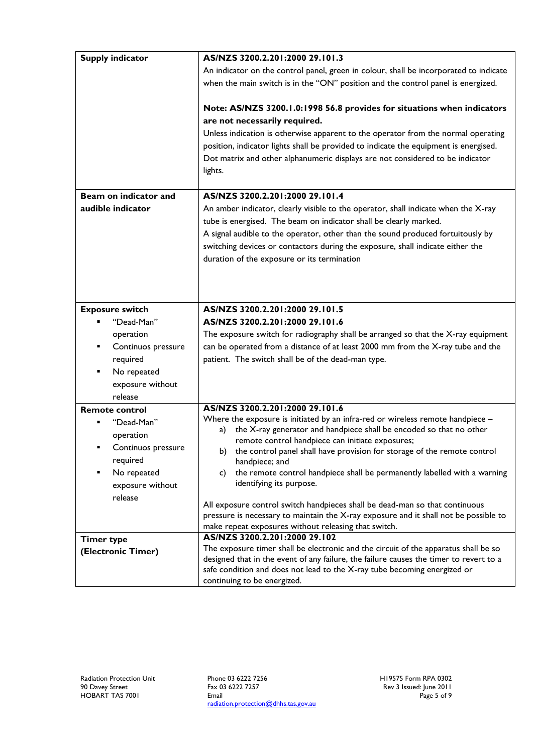| | |
|---|---|
| **Supply indicator** | **AS/NZS 3200.2.201:2000 29.101.3**<br>An indicator on the control panel, green in colour, shall be incorporated to indicate when the main switch is in the "ON" position and the control panel is energized.<br><br>**Note: AS/NZS 3200.1.0:1998 56.8 provides for situations when indicators are not necessarily required.**<br>Unless indication is otherwise apparent to the operator from the normal operating position, indicator lights shall be provided to indicate the equipment is energised. Dot matrix and other alphanumeric displays are not considered to be indicator lights. |
| **Beam on indicator and audible indicator** | **AS/NZS 3200.2.201:2000 29.101.4**<br>An amber indicator, clearly visible to the operator, shall indicate when the X-ray tube is energised. The beam on indicator shall be clearly marked.<br>A signal audible to the operator, other than the sound produced fortuitously by switching devices or contactors during the exposure, shall indicate either the duration of the exposure or its termination |
| **Exposure switch**<br>▪ "Dead-Man" operation<br>▪ Continuos pressure required<br>▪ No repeated exposure without release | **AS/NZS 3200.2.201:2000 29.101.5**<br>**AS/NZS 3200.2.201:2000 29.101.6**<br>The exposure switch for radiography shall be arranged so that the X-ray equipment can be operated from a distance of at least 2000 mm from the X-ray tube and the patient. The switch shall be of the dead-man type. |
| **Remote control**<br>▪ "Dead-Man" operation<br>▪ Continuos pressure required<br>▪ No repeated exposure without release | **AS/NZS 3200.2.201:2000 29.101.6**<br>Where the exposure is initiated by an infra-red or wireless remote handpiece –<br>a) the X-ray generator and handpiece shall be encoded so that no other remote control handpiece can initiate exposures;<br>b) the control panel shall have provision for storage of the remote control handpiece; and<br>c) the remote control handpiece shall be permanently labelled with a warning identifying its purpose.<br><br>All exposure control switch handpieces shall be dead-man so that continuous pressure is necessary to maintain the X-ray exposure and it shall not be possible to make repeat exposures without releasing that switch. |
| **Timer type (Electronic Timer)** | **AS/NZS 3200.2.201:2000 29.102**<br>The exposure timer shall be electronic and the circuit of the apparatus shall be so designed that in the event of any failure, the failure causes the timer to revert to a safe condition and does not lead to the X-ray tube becoming energized or continuing to be energized. |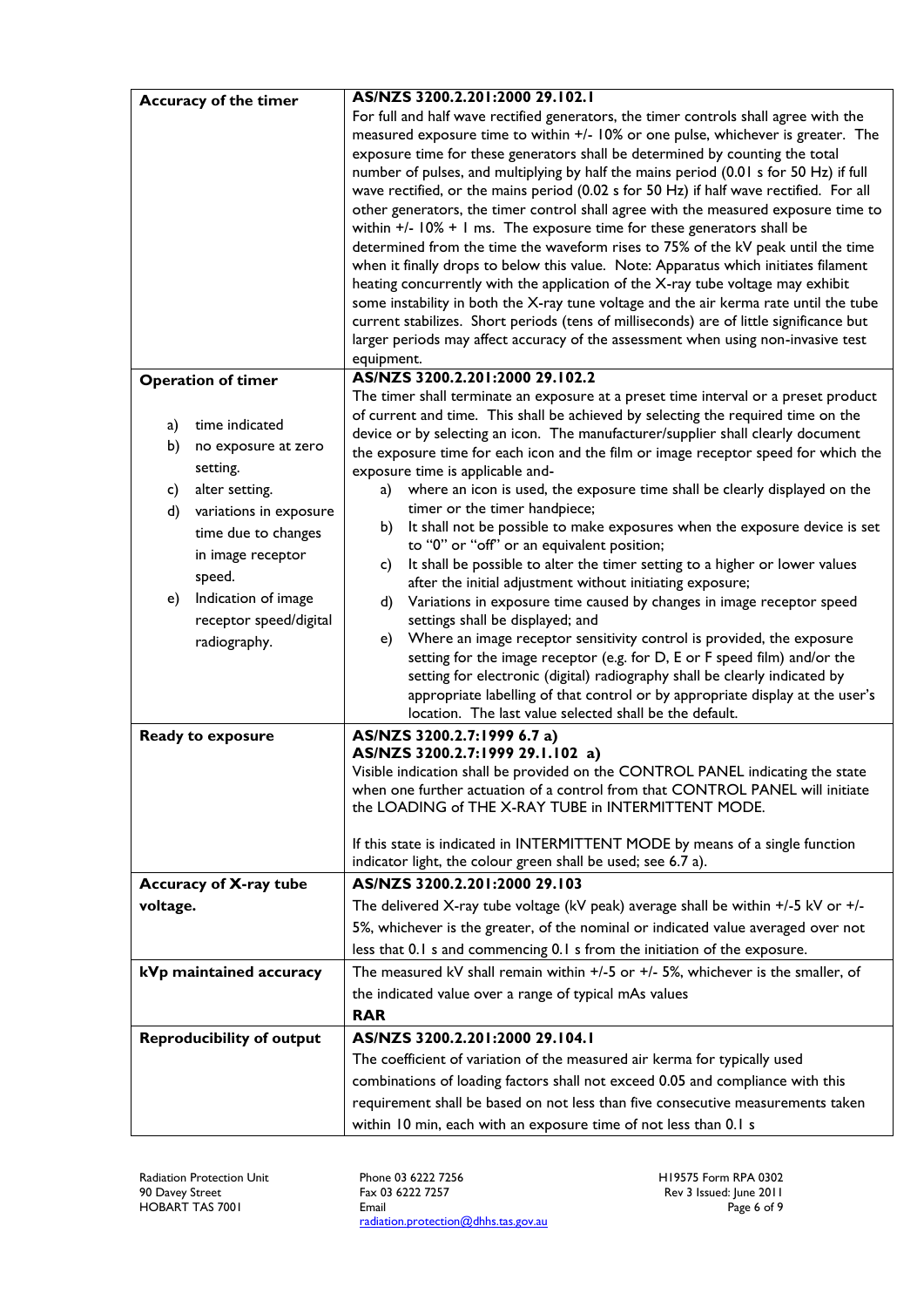| | |
|---|---|
| **Accuracy of the timer** | **AS/NZS 3200.2.201:2000 29.102.1**<br>For full and half wave rectified generators, the timer controls shall agree with the measured exposure time to within +/- 10% or one pulse, whichever is greater. The exposure time for these generators shall be determined by counting the total number of pulses, and multiplying by half the mains period (0.01 s for 50 Hz) if full wave rectified, or the mains period (0.02 s for 50 Hz) if half wave rectified. For all other generators, the timer control shall agree with the measured exposure time to within +/- 10% + 1 ms. The exposure time for these generators shall be determined from the time the waveform rises to 75% of the kV peak until the time when it finally drops to below this value. Note: Apparatus which initiates filament heating concurrently with the application of the X-ray tube voltage may exhibit some instability in both the X-ray tune voltage and the air kerma rate until the tube current stabilizes. Short periods (tens of milliseconds) are of little significance but larger periods may affect accuracy of the assessment when using non-invasive test equipment. |
| **Operation of timer**<br><br>a) time indicated<br>b) no exposure at zero setting.<br>c) alter setting.<br>d) variations in exposure time due to changes in image receptor speed.<br>e) Indication of image receptor speed/digital radiography. | **AS/NZS 3200.2.201:2000 29.102.2**<br>The timer shall terminate an exposure at a preset time interval or a preset product of current and time. This shall be achieved by selecting the required time on the device or by selecting an icon. The manufacturer/supplier shall clearly document the exposure time for each icon and the film or image receptor speed for which the exposure time is applicable and-<br>a) where an icon is used, the exposure time shall be clearly displayed on the timer or the timer handpiece;<br>b) It shall not be possible to make exposures when the exposure device is set to "0" or "off" or an equivalent position;<br>c) It shall be possible to alter the timer setting to a higher or lower values after the initial adjustment without initiating exposure;<br>d) Variations in exposure time caused by changes in image receptor speed settings shall be displayed; and<br>e) Where an image receptor sensitivity control is provided, the exposure setting for the image receptor (e.g. for D, E or F speed film) and/or the setting for electronic (digital) radiography shall be clearly indicated by appropriate labelling of that control or by appropriate display at the user's location. The last value selected shall be the default. |
| **Ready to exposure** | **AS/NZS 3200.2.7:1999 6.7 a)**<br>**AS/NZS 3200.2.7:1999 29.1.102 a)**<br>Visible indication shall be provided on the CONTROL PANEL indicating the state when one further actuation of a control from that CONTROL PANEL will initiate the LOADING of THE X-RAY TUBE in INTERMITTENT MODE.<br><br>If this state is indicated in INTERMITTENT MODE by means of a single function indicator light, the colour green shall be used; see 6.7 a). |
| **Accuracy of X-ray tube voltage.** | **AS/NZS 3200.2.201:2000 29.103**<br>The delivered X-ray tube voltage (kV peak) average shall be within +/-5 kV or +/- 5%, whichever is the greater, of the nominal or indicated value averaged over not less that 0.1 s and commencing 0.1 s from the initiation of the exposure. |
| **kVp maintained accuracy** | The measured kV shall remain within +/-5 or +/- 5%, whichever is the smaller, of the indicated value over a range of typical mAs values<br>**RAR** |
| **Reproducibility of output** | **AS/NZS 3200.2.201:2000 29.104.1**<br>The coefficient of variation of the measured air kerma for typically used combinations of loading factors shall not exceed 0.05 and compliance with this requirement shall be based on not less than five consecutive measurements taken within 10 min, each with an exposure time of not less than 0.1 s |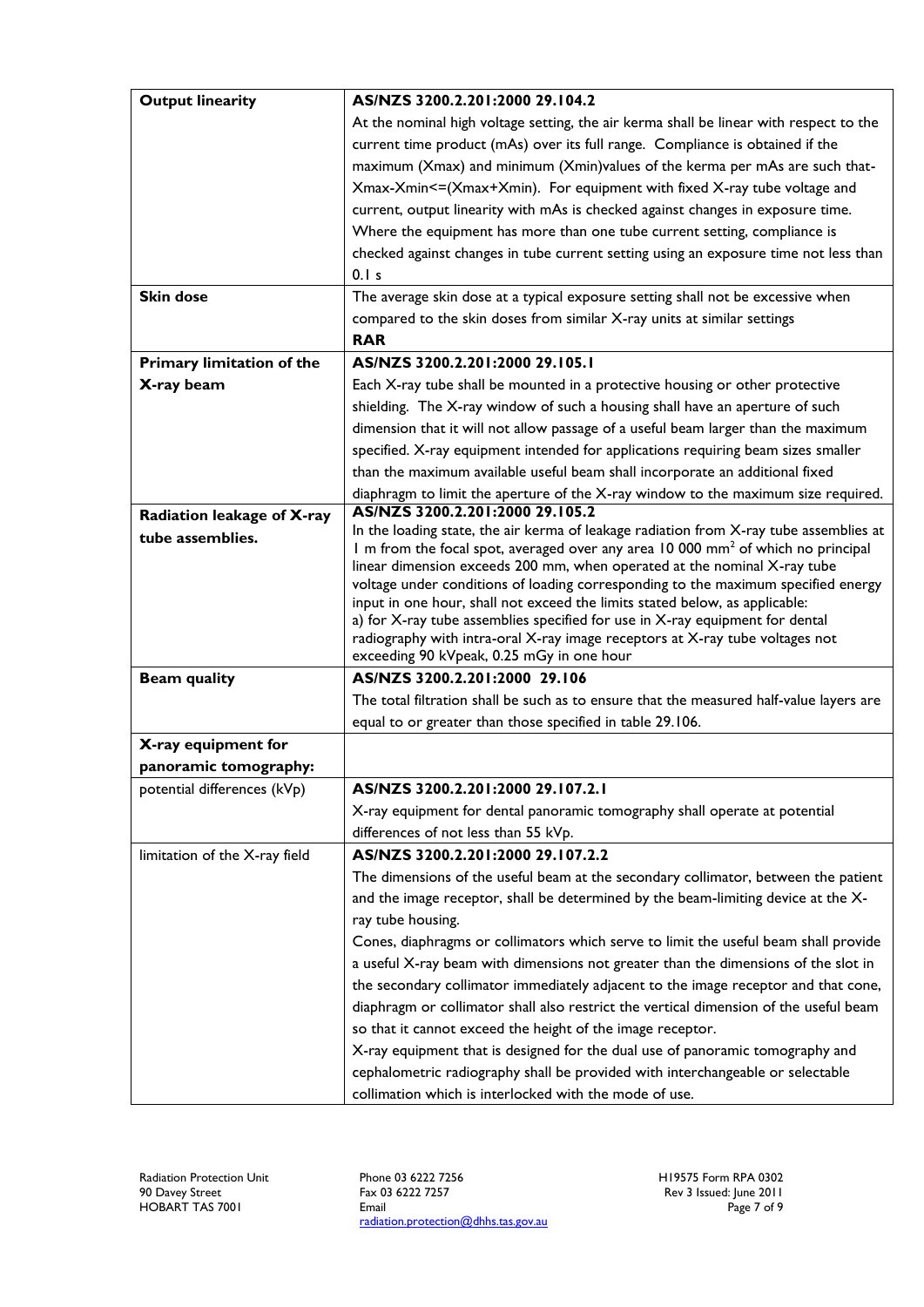| | |
|---|---|
| **Output linearity** | **AS/NZS 3200.2.201:2000 29.104.2**<br>At the nominal high voltage setting, the air kerma shall be linear with respect to the current time product (mAs) over its full range. Compliance is obtained if the maximum (Xmax) and minimum (Xmin)values of the kerma per mAs are such that- Xmax-Xmin<=(Xmax+Xmin). For equipment with fixed X-ray tube voltage and current, output linearity with mAs is checked against changes in exposure time. Where the equipment has more than one tube current setting, compliance is checked against changes in tube current setting using an exposure time not less than 0.1 s |
| **Skin dose** | The average skin dose at a typical exposure setting shall not be excessive when compared to the skin doses from similar X-ray units at similar settings<br>**RAR** |
| **Primary limitation of the X-ray beam** | **AS/NZS 3200.2.201:2000 29.105.1**<br>Each X-ray tube shall be mounted in a protective housing or other protective shielding. The X-ray window of such a housing shall have an aperture of such dimension that it will not allow passage of a useful beam larger than the maximum specified. X-ray equipment intended for applications requiring beam sizes smaller than the maximum available useful beam shall incorporate an additional fixed diaphragm to limit the aperture of the X-ray window to the maximum size required. |
| **Radiation leakage of X-ray tube assemblies.** | **AS/NZS 3200.2.201:2000 29.105.2**<br>In the loading state, the air kerma of leakage radiation from X-ray tube assemblies at 1 m from the focal spot, averaged over any area 10 000 mm$^2$ of which no principal linear dimension exceeds 200 mm, when operated at the nominal X-ray tube voltage under conditions of loading corresponding to the maximum specified energy input in one hour, shall not exceed the limits stated below, as applicable:<br>a) for X-ray tube assemblies specified for use in X-ray equipment for dental radiography with intra-oral X-ray image receptors at X-ray tube voltages not exceeding 90 kVpeak, 0.25 mGy in one hour |
| **Beam quality** | **AS/NZS 3200.2.201:2000 29.106**<br>The total filtration shall be such as to ensure that the measured half-value layers are equal to or greater than those specified in table 29.106. |
| **X-ray equipment for panoramic tomography:** | |
| potential differences (kVp) | **AS/NZS 3200.2.201:2000 29.107.2.1**<br>X-ray equipment for dental panoramic tomography shall operate at potential differences of not less than 55 kVp. |
| limitation of the X-ray field | **AS/NZS 3200.2.201:2000 29.107.2.2**<br>The dimensions of the useful beam at the secondary collimator, between the patient and the image receptor, shall be determined by the beam-limiting device at the X-ray tube housing.<br>Cones, diaphragms or collimators which serve to limit the useful beam shall provide a useful X-ray beam with dimensions not greater than the dimensions of the slot in the secondary collimator immediately adjacent to the image receptor and that cone, diaphragm or collimator shall also restrict the vertical dimension of the useful beam so that it cannot exceed the height of the image receptor.<br>X-ray equipment that is designed for the dual use of panoramic tomography and cephalometric radiography shall be provided with interchangeable or selectable collimation which is interlocked with the mode of use. |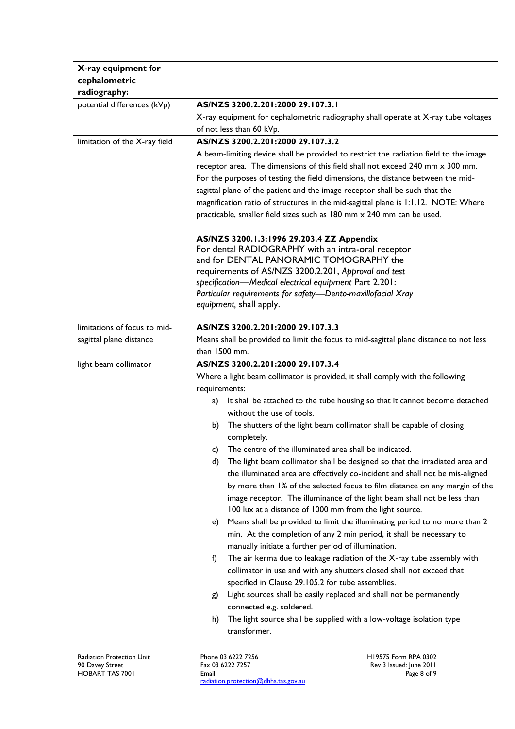| **X-ray equipment for cephalometric radiography:** | |
|---|---|
| potential differences (kVp) | **AS/NZS 3200.2.201:2000 29.107.3.1**<br>X-ray equipment for cephalometric radiography shall operate at X-ray tube voltages of not less than 60 kVp. |
| limitation of the X-ray field | **AS/NZS 3200.2.201:2000 29.107.3.2**<br>A beam-limiting device shall be provided to restrict the radiation field to the image receptor area. The dimensions of this field shall not exceed 240 mm x 300 mm. For the purposes of testing the field dimensions, the distance between the mid-sagittal plane of the patient and the image receptor shall be such that the magnification ratio of structures in the mid-sagittal plane is 1:1.12. NOTE: Where practicable, smaller field sizes such as 180 mm x 240 mm can be used.<br><br>**AS/NZS 3200.1.3:1996 29.203.4 ZZ Appendix**<br>For dental RADIOGRAPHY with an intra-oral receptor and for DENTAL PANORAMIC TOMOGRAPHY the requirements of AS/NZS 3200.2.201, *Approval and test specification—Medical electrical equipment* Part 2.201: *Particular requirements for safety—Dento-maxillofacial Xray equipment,* shall apply. |
| limitations of focus to mid-sagittal plane distance | **AS/NZS 3200.2.201:2000 29.107.3.3**<br>Means shall be provided to limit the focus to mid-sagittal plane distance to not less than 1500 mm. |
| light beam collimator | **AS/NZS 3200.2.201:2000 29.107.3.4**<br>Where a light beam collimator is provided, it shall comply with the following requirements:<br>a) It shall be attached to the tube housing so that it cannot become detached without the use of tools.<br>b) The shutters of the light beam collimator shall be capable of closing completely.<br>c) The centre of the illuminated area shall be indicated.<br>d) The light beam collimator shall be designed so that the irradiated area and the illuminated area are effectively co-incident and shall not be mis-aligned by more than 1% of the selected focus to film distance on any margin of the image receptor. The illuminance of the light beam shall not be less than 100 lux at a distance of 1000 mm from the light source.<br>e) Means shall be provided to limit the illuminating period to no more than 2 min. At the completion of any 2 min period, it shall be necessary to manually initiate a further period of illumination.<br>f) The air kerma due to leakage radiation of the X-ray tube assembly with collimator in use and with any shutters closed shall not exceed that specified in Clause 29.105.2 for tube assemblies.<br>g) Light sources shall be easily replaced and shall not be permanently connected e.g. soldered.<br>h) The light source shall be supplied with a low-voltage isolation type transformer. |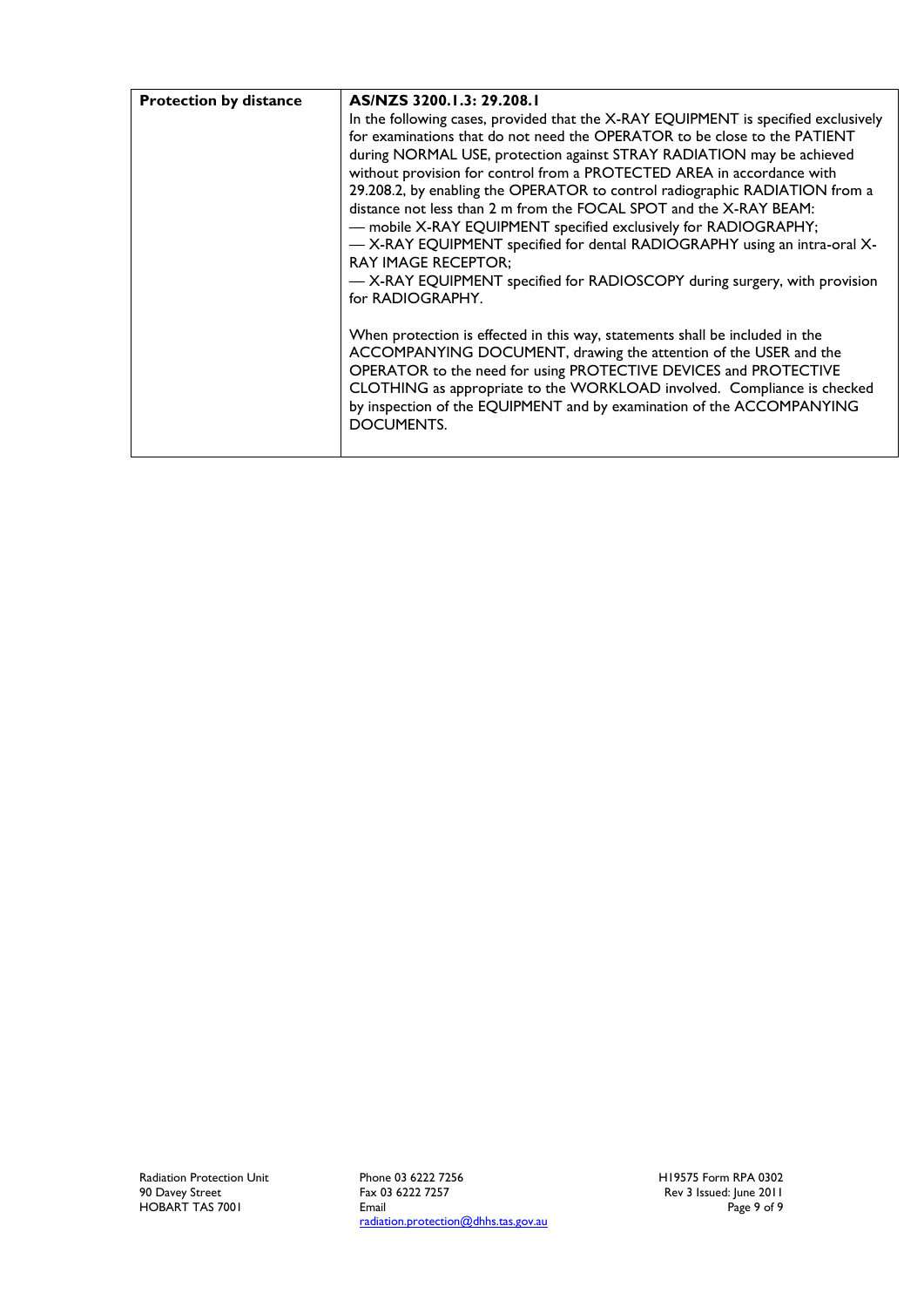| | |
|---|---|
| **Protection by distance** | **AS/NZS 3200.1.3: 29.208.1**<br>In the following cases, provided that the X-RAY EQUIPMENT is specified exclusively for examinations that do not need the OPERATOR to be close to the PATIENT during NORMAL USE, protection against STRAY RADIATION may be achieved without provision for control from a PROTECTED AREA in accordance with 29.208.2, by enabling the OPERATOR to control radiographic RADIATION from a distance not less than 2 m from the FOCAL SPOT and the X-RAY BEAM:<br>— mobile X-RAY EQUIPMENT specified exclusively for RADIOGRAPHY;<br>— X-RAY EQUIPMENT specified for dental RADIOGRAPHY using an intra-oral X-RAY IMAGE RECEPTOR;<br>— X-RAY EQUIPMENT specified for RADIOSCOPY during surgery, with provision for RADIOGRAPHY.<br><br>When protection is effected in this way, statements shall be included in the ACCOMPANYING DOCUMENT, drawing the attention of the USER and the OPERATOR to the need for using PROTECTIVE DEVICES and PROTECTIVE CLOTHING as appropriate to the WORKLOAD involved. Compliance is checked by inspection of the EQUIPMENT and by examination of the ACCOMPANYING DOCUMENTS. |